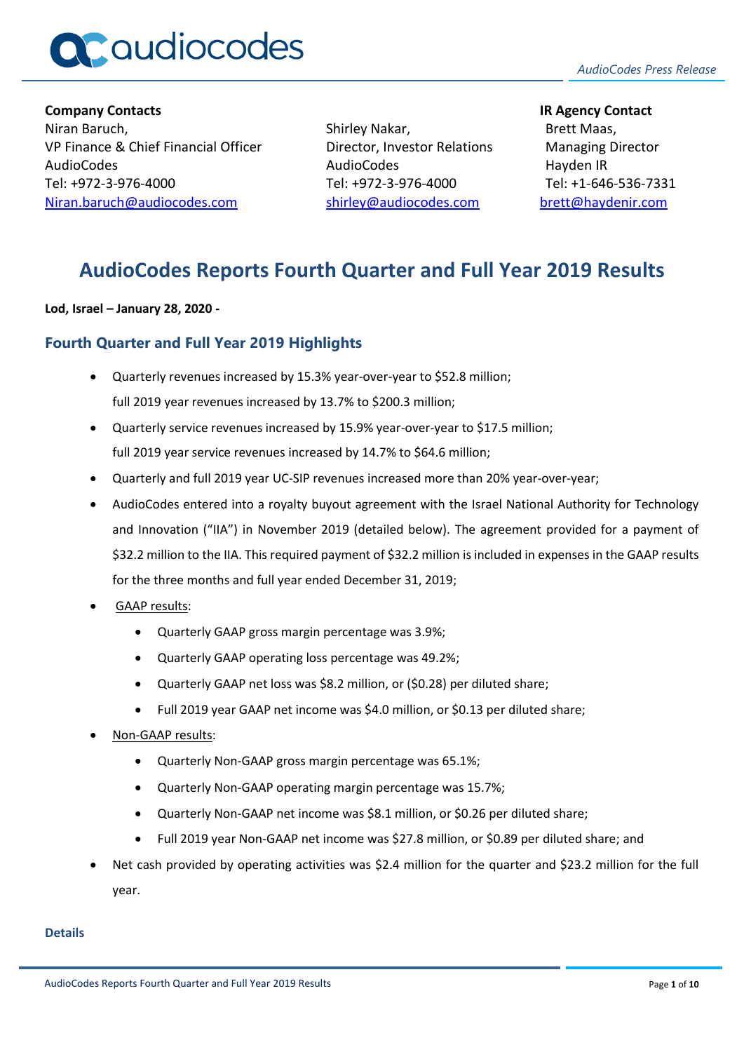**Company Contacts**

Niran Baruch,
VP Finance & Chief Financial Officer
AudioCodes
Tel: +972-3-976-4000
Niran.baruch@audiocodes.com

Shirley Nakar,
Director, Investor Relations
AudioCodes
Tel: +972-3-976-4000
shirley@audiocodes.com

**IR Agency Contact**

Brett Maas,
Managing Director
Hayden IR
Tel: +1-646-536-7331
brett@haydenir.com

# AudioCodes Reports Fourth Quarter and Full Year 2019 Results

**Lod, Israel – January 28, 2020 -**

## Fourth Quarter and Full Year 2019 Highlights

- Quarterly revenues increased by 15.3% year-over-year to $52.8 million; full 2019 year revenues increased by 13.7% to $200.3 million;
- Quarterly service revenues increased by 15.9% year-over-year to $17.5 million; full 2019 year service revenues increased by 14.7% to $64.6 million;
- Quarterly and full 2019 year UC-SIP revenues increased more than 20% year-over-year;
- AudioCodes entered into a royalty buyout agreement with the Israel National Authority for Technology and Innovation (“IIA”) in November 2019 (detailed below). The agreement provided for a payment of $32.2 million to the IIA. This required payment of $32.2 million is included in expenses in the GAAP results for the three months and full year ended December 31, 2019;
- GAAP results:
  - Quarterly GAAP gross margin percentage was 3.9%;
  - Quarterly GAAP operating loss percentage was 49.2%;
  - Quarterly GAAP net loss was $8.2 million, or ($0.28) per diluted share;
  - Full 2019 year GAAP net income was $4.0 million, or $0.13 per diluted share;
- Non-GAAP results:
  - Quarterly Non-GAAP gross margin percentage was 65.1%;
  - Quarterly Non-GAAP operating margin percentage was 15.7%;
  - Quarterly Non-GAAP net income was $8.1 million, or $0.26 per diluted share;
  - Full 2019 year Non-GAAP net income was $27.8 million, or $0.89 per diluted share; and
- Net cash provided by operating activities was $2.4 million for the quarter and $23.2 million for the full year.

### Details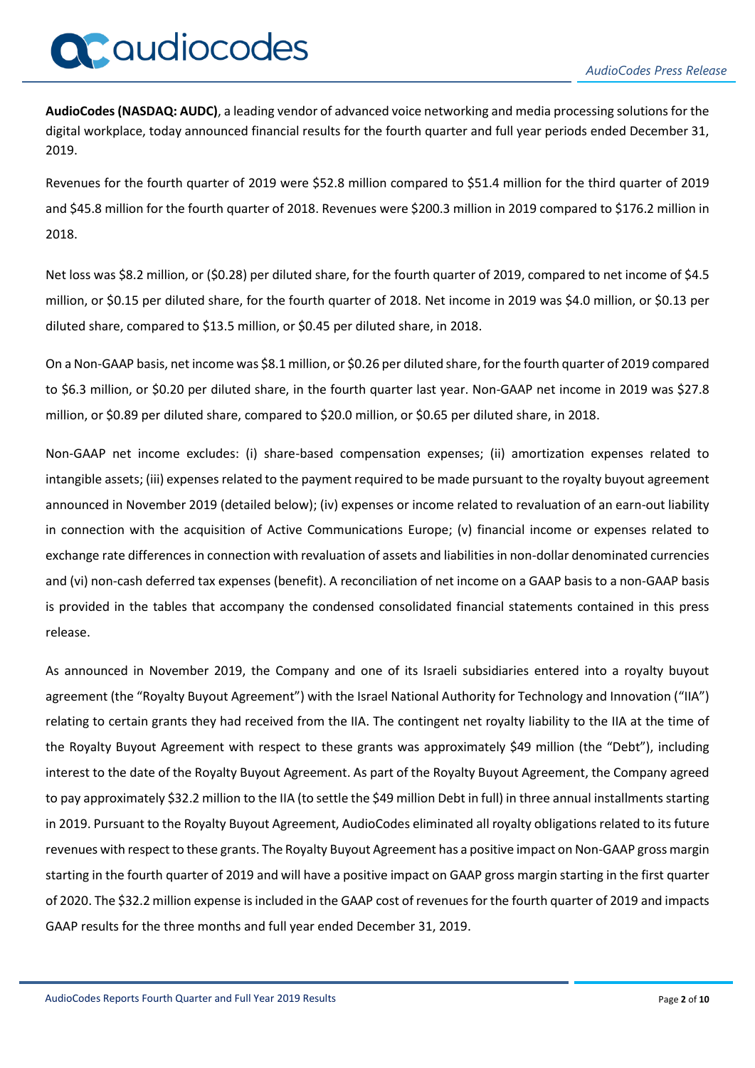**AudioCodes (NASDAQ: AUDC)**, a leading vendor of advanced voice networking and media processing solutions for the digital workplace, today announced financial results for the fourth quarter and full year periods ended December 31, 2019.

Revenues for the fourth quarter of 2019 were $52.8 million compared to $51.4 million for the third quarter of 2019 and $45.8 million for the fourth quarter of 2018. Revenues were $200.3 million in 2019 compared to $176.2 million in 2018.

Net loss was $8.2 million, or ($0.28) per diluted share, for the fourth quarter of 2019, compared to net income of $4.5 million, or $0.15 per diluted share, for the fourth quarter of 2018. Net income in 2019 was $4.0 million, or $0.13 per diluted share, compared to $13.5 million, or $0.45 per diluted share, in 2018.

On a Non-GAAP basis, net income was $8.1 million, or $0.26 per diluted share, for the fourth quarter of 2019 compared to $6.3 million, or $0.20 per diluted share, in the fourth quarter last year. Non-GAAP net income in 2019 was $27.8 million, or $0.89 per diluted share, compared to $20.0 million, or $0.65 per diluted share, in 2018.

Non-GAAP net income excludes: (i) share-based compensation expenses; (ii) amortization expenses related to intangible assets; (iii) expenses related to the payment required to be made pursuant to the royalty buyout agreement announced in November 2019 (detailed below); (iv) expenses or income related to revaluation of an earn-out liability in connection with the acquisition of Active Communications Europe; (v) financial income or expenses related to exchange rate differences in connection with revaluation of assets and liabilities in non-dollar denominated currencies and (vi) non-cash deferred tax expenses (benefit). A reconciliation of net income on a GAAP basis to a non-GAAP basis is provided in the tables that accompany the condensed consolidated financial statements contained in this press release.

As announced in November 2019, the Company and one of its Israeli subsidiaries entered into a royalty buyout agreement (the "Royalty Buyout Agreement") with the Israel National Authority for Technology and Innovation ("IIA") relating to certain grants they had received from the IIA. The contingent net royalty liability to the IIA at the time of the Royalty Buyout Agreement with respect to these grants was approximately $49 million (the "Debt"), including interest to the date of the Royalty Buyout Agreement. As part of the Royalty Buyout Agreement, the Company agreed to pay approximately $32.2 million to the IIA (to settle the $49 million Debt in full) in three annual installments starting in 2019. Pursuant to the Royalty Buyout Agreement, AudioCodes eliminated all royalty obligations related to its future revenues with respect to these grants. The Royalty Buyout Agreement has a positive impact on Non-GAAP gross margin starting in the fourth quarter of 2019 and will have a positive impact on GAAP gross margin starting in the first quarter of 2020. The $32.2 million expense is included in the GAAP cost of revenues for the fourth quarter of 2019 and impacts GAAP results for the three months and full year ended December 31, 2019.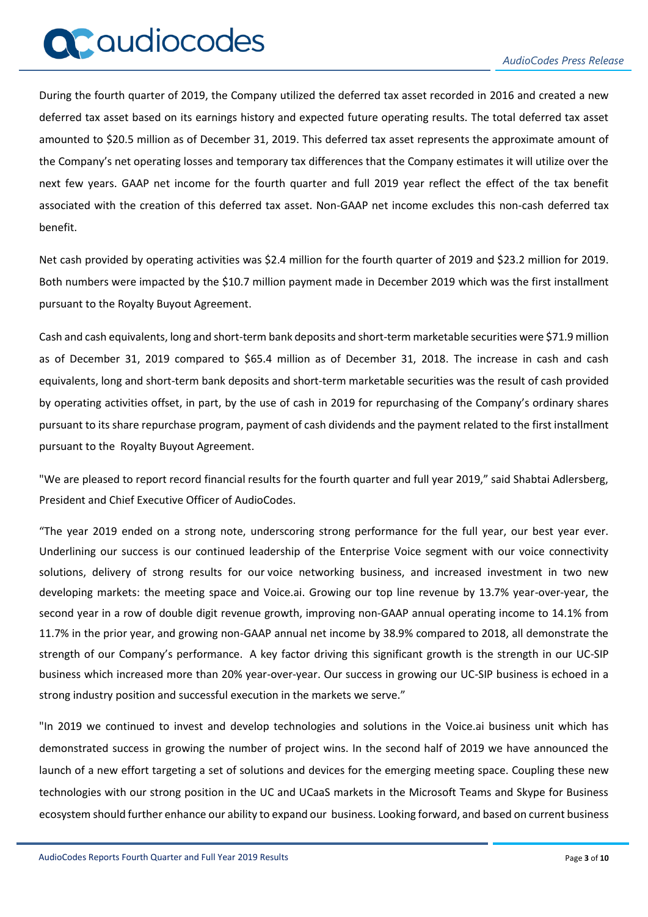During the fourth quarter of 2019, the Company utilized the deferred tax asset recorded in 2016 and created a new deferred tax asset based on its earnings history and expected future operating results. The total deferred tax asset amounted to $20.5 million as of December 31, 2019. This deferred tax asset represents the approximate amount of the Company's net operating losses and temporary tax differences that the Company estimates it will utilize over the next few years. GAAP net income for the fourth quarter and full 2019 year reflect the effect of the tax benefit associated with the creation of this deferred tax asset. Non-GAAP net income excludes this non-cash deferred tax benefit.

Net cash provided by operating activities was $2.4 million for the fourth quarter of 2019 and $23.2 million for 2019. Both numbers were impacted by the $10.7 million payment made in December 2019 which was the first installment pursuant to the Royalty Buyout Agreement.

Cash and cash equivalents, long and short-term bank deposits and short-term marketable securities were $71.9 million as of December 31, 2019 compared to $65.4 million as of December 31, 2018. The increase in cash and cash equivalents, long and short-term bank deposits and short-term marketable securities was the result of cash provided by operating activities offset, in part, by the use of cash in 2019 for repurchasing of the Company's ordinary shares pursuant to its share repurchase program, payment of cash dividends and the payment related to the first installment pursuant to the Royalty Buyout Agreement.

"We are pleased to report record financial results for the fourth quarter and full year 2019," said Shabtai Adlersberg, President and Chief Executive Officer of AudioCodes.

"The year 2019 ended on a strong note, underscoring strong performance for the full year, our best year ever. Underlining our success is our continued leadership of the Enterprise Voice segment with our voice connectivity solutions, delivery of strong results for our voice networking business, and increased investment in two new developing markets: the meeting space and Voice.ai. Growing our top line revenue by 13.7% year-over-year, the second year in a row of double digit revenue growth, improving non-GAAP annual operating income to 14.1% from 11.7% in the prior year, and growing non-GAAP annual net income by 38.9% compared to 2018, all demonstrate the strength of our Company's performance. A key factor driving this significant growth is the strength in our UC-SIP business which increased more than 20% year-over-year. Our success in growing our UC-SIP business is echoed in a strong industry position and successful execution in the markets we serve."

"In 2019 we continued to invest and develop technologies and solutions in the Voice.ai business unit which has demonstrated success in growing the number of project wins. In the second half of 2019 we have announced the launch of a new effort targeting a set of solutions and devices for the emerging meeting space. Coupling these new technologies with our strong position in the UC and UCaaS markets in the Microsoft Teams and Skype for Business ecosystem should further enhance our ability to expand our business. Looking forward, and based on current business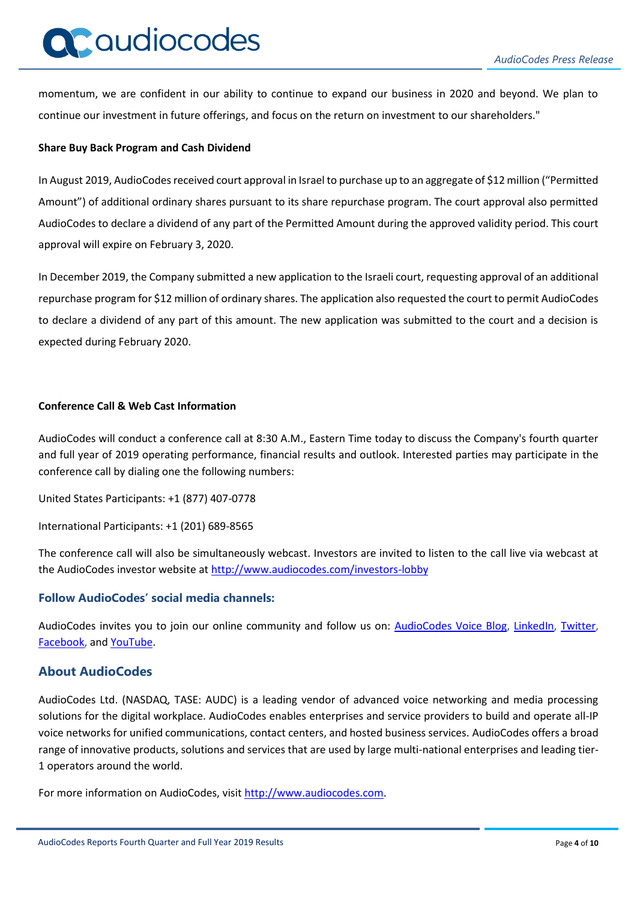momentum, we are confident in our ability to continue to expand our business in 2020 and beyond. We plan to continue our investment in future offerings, and focus on the return on investment to our shareholders."

**Share Buy Back Program and Cash Dividend**

In August 2019, AudioCodes received court approval in Israel to purchase up to an aggregate of $12 million ("Permitted Amount") of additional ordinary shares pursuant to its share repurchase program. The court approval also permitted AudioCodes to declare a dividend of any part of the Permitted Amount during the approved validity period. This court approval will expire on February 3, 2020.

In December 2019, the Company submitted a new application to the Israeli court, requesting approval of an additional repurchase program for $12 million of ordinary shares. The application also requested the court to permit AudioCodes to declare a dividend of any part of this amount. The new application was submitted to the court and a decision is expected during February 2020.

**Conference Call & Web Cast Information**

AudioCodes will conduct a conference call at 8:30 A.M., Eastern Time today to discuss the Company's fourth quarter and full year of 2019 operating performance, financial results and outlook. Interested parties may participate in the conference call by dialing one the following numbers:

United States Participants: +1 (877) 407-0778

International Participants: +1 (201) 689-8565

The conference call will also be simultaneously webcast. Investors are invited to listen to the call live via webcast at the AudioCodes investor website at http://www.audiocodes.com/investors-lobby

### Follow AudioCodes' social media channels:

AudioCodes invites you to join our online community and follow us on: AudioCodes Voice Blog, LinkedIn, Twitter, Facebook, and YouTube.

## About AudioCodes

AudioCodes Ltd. (NASDAQ, TASE: AUDC) is a leading vendor of advanced voice networking and media processing solutions for the digital workplace. AudioCodes enables enterprises and service providers to build and operate all-IP voice networks for unified communications, contact centers, and hosted business services. AudioCodes offers a broad range of innovative products, solutions and services that are used by large multi-national enterprises and leading tier-1 operators around the world.

For more information on AudioCodes, visit http://www.audiocodes.com.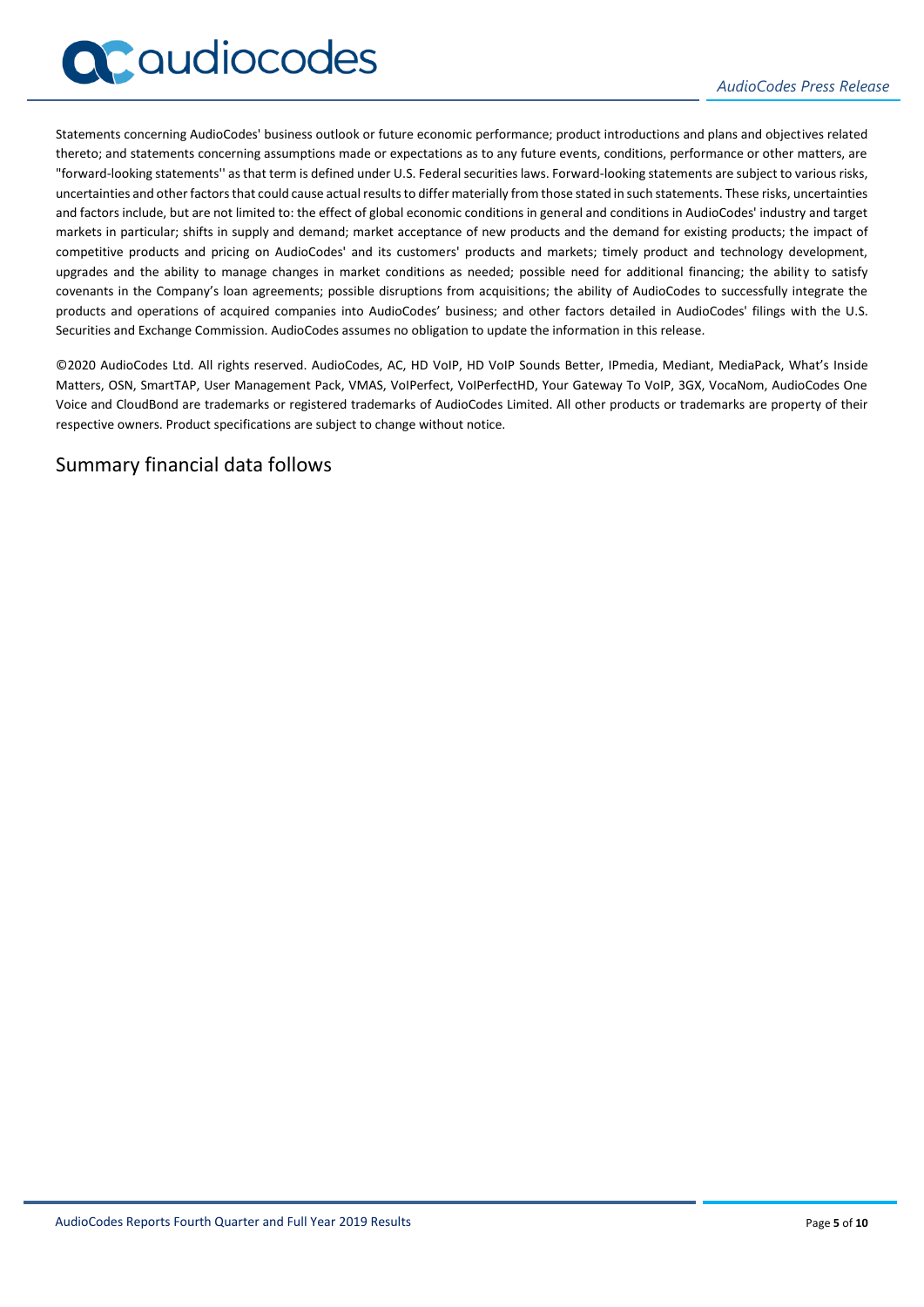Statements concerning AudioCodes' business outlook or future economic performance; product introductions and plans and objectives related thereto; and statements concerning assumptions made or expectations as to any future events, conditions, performance or other matters, are "forward-looking statements'' as that term is defined under U.S. Federal securities laws. Forward-looking statements are subject to various risks, uncertainties and other factors that could cause actual results to differ materially from those stated in such statements. These risks, uncertainties and factors include, but are not limited to: the effect of global economic conditions in general and conditions in AudioCodes' industry and target markets in particular; shifts in supply and demand; market acceptance of new products and the demand for existing products; the impact of competitive products and pricing on AudioCodes' and its customers' products and markets; timely product and technology development, upgrades and the ability to manage changes in market conditions as needed; possible need for additional financing; the ability to satisfy covenants in the Company's loan agreements; possible disruptions from acquisitions; the ability of AudioCodes to successfully integrate the products and operations of acquired companies into AudioCodes' business; and other factors detailed in AudioCodes' filings with the U.S. Securities and Exchange Commission. AudioCodes assumes no obligation to update the information in this release.

©2020 AudioCodes Ltd. All rights reserved. AudioCodes, AC, HD VoIP, HD VoIP Sounds Better, IPmedia, Mediant, MediaPack, What's Inside Matters, OSN, SmartTAP, User Management Pack, VMAS, VoIPerfect, VoIPerfectHD, Your Gateway To VoIP, 3GX, VocaNom, AudioCodes One Voice and CloudBond are trademarks or registered trademarks of AudioCodes Limited. All other products or trademarks are property of their respective owners. Product specifications are subject to change without notice.

## Summary financial data follows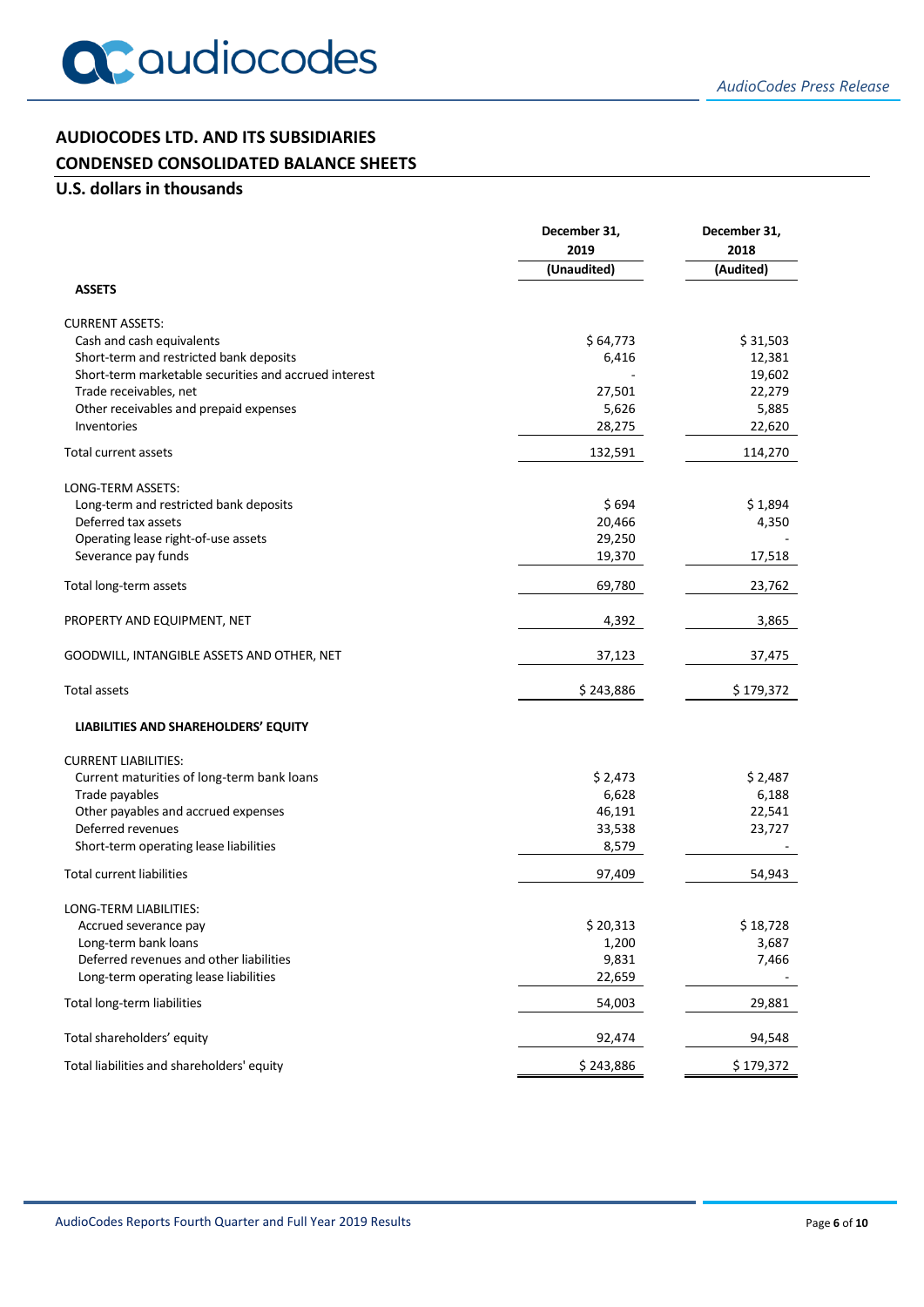## AUDIOCODES LTD. AND ITS SUBSIDIARIES

## CONDENSED CONSOLIDATED BALANCE SHEETS

### U.S. dollars in thousands

| | December 31, 2019 (Unaudited) | December 31, 2018 (Audited) |
|---|---|---|
| **ASSETS** | | |
| CURRENT ASSETS: | | |
| Cash and cash equivalents | $ 64,773 | $ 31,503 |
| Short-term and restricted bank deposits | 6,416 | 12,381 |
| Short-term marketable securities and accrued interest | - | 19,602 |
| Trade receivables, net | 27,501 | 22,279 |
| Other receivables and prepaid expenses | 5,626 | 5,885 |
| Inventories | 28,275 | 22,620 |
| Total current assets | 132,591 | 114,270 |
| LONG-TERM ASSETS: | | |
| Long-term and restricted bank deposits | $ 694 | $ 1,894 |
| Deferred tax assets | 20,466 | 4,350 |
| Operating lease right-of-use assets | 29,250 | - |
| Severance pay funds | 19,370 | 17,518 |
| Total long-term assets | 69,780 | 23,762 |
| PROPERTY AND EQUIPMENT, NET | 4,392 | 3,865 |
| GOODWILL, INTANGIBLE ASSETS AND OTHER, NET | 37,123 | 37,475 |
| Total assets | $ 243,886 | $ 179,372 |
| **LIABILITIES AND SHAREHOLDERS' EQUITY** | | |
| CURRENT LIABILITIES: | | |
| Current maturities of long-term bank loans | $ 2,473 | $ 2,487 |
| Trade payables | 6,628 | 6,188 |
| Other payables and accrued expenses | 46,191 | 22,541 |
| Deferred revenues | 33,538 | 23,727 |
| Short-term operating lease liabilities | 8,579 | - |
| Total current liabilities | 97,409 | 54,943 |
| LONG-TERM LIABILITIES: | | |
| Accrued severance pay | $ 20,313 | $ 18,728 |
| Long-term bank loans | 1,200 | 3,687 |
| Deferred revenues and other liabilities | 9,831 | 7,466 |
| Long-term operating lease liabilities | 22,659 | - |
| Total long-term liabilities | 54,003 | 29,881 |
| Total shareholders' equity | 92,474 | 94,548 |
| Total liabilities and shareholders' equity | $ 243,886 | $ 179,372 |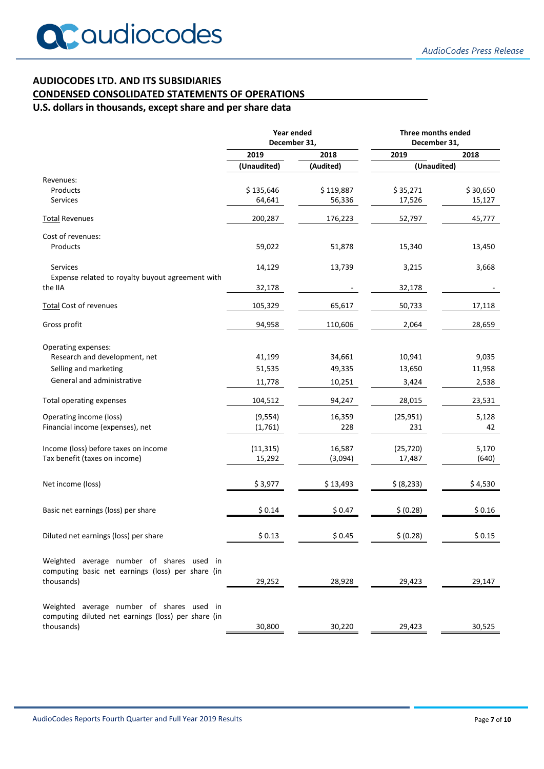## AUDIOCODES LTD. AND ITS SUBSIDIARIES

## CONDENSED CONSOLIDATED STATEMENTS OF OPERATIONS

### U.S. dollars in thousands, except share and per share data

| | Year ended December 31, | | Three months ended December 31, | |
|---|---|---|---|---|
| | 2019 | 2018 | 2019 | 2018 |
| | (Unaudited) | (Audited) | (Unaudited) | |
| Revenues: | | | | |
| Products | $ 135,646 | $ 119,887 | $ 35,271 | $ 30,650 |
| Services | 64,641 | 56,336 | 17,526 | 15,127 |
| Total Revenues | 200,287 | 176,223 | 52,797 | 45,777 |
| Cost of revenues: | | | | |
| Products | 59,022 | 51,878 | 15,340 | 13,450 |
| Services | 14,129 | 13,739 | 3,215 | 3,668 |
| Expense related to royalty buyout agreement with the IIA | 32,178 | - | 32,178 | - |
| Total Cost of revenues | 105,329 | 65,617 | 50,733 | 17,118 |
| Gross profit | 94,958 | 110,606 | 2,064 | 28,659 |
| Operating expenses: | | | | |
| Research and development, net | 41,199 | 34,661 | 10,941 | 9,035 |
| Selling and marketing | 51,535 | 49,335 | 13,650 | 11,958 |
| General and administrative | 11,778 | 10,251 | 3,424 | 2,538 |
| Total operating expenses | 104,512 | 94,247 | 28,015 | 23,531 |
| Operating income (loss) | (9,554) | 16,359 | (25,951) | 5,128 |
| Financial income (expenses), net | (1,761) | 228 | 231 | 42 |
| Income (loss) before taxes on income | (11,315) | 16,587 | (25,720) | 5,170 |
| Tax benefit (taxes on income) | 15,292 | (3,094) | 17,487 | (640) |
| Net income (loss) | $ 3,977 | $ 13,493 | $ (8,233) | $ 4,530 |
| Basic net earnings (loss) per share | $ 0.14 | $ 0.47 | $ (0.28) | $ 0.16 |
| Diluted net earnings (loss) per share | $ 0.13 | $ 0.45 | $ (0.28) | $ 0.15 |
| Weighted average number of shares used in computing basic net earnings (loss) per share (in thousands) | 29,252 | 28,928 | 29,423 | 29,147 |
| Weighted average number of shares used in computing diluted net earnings (loss) per share (in thousands) | 30,800 | 30,220 | 29,423 | 30,525 |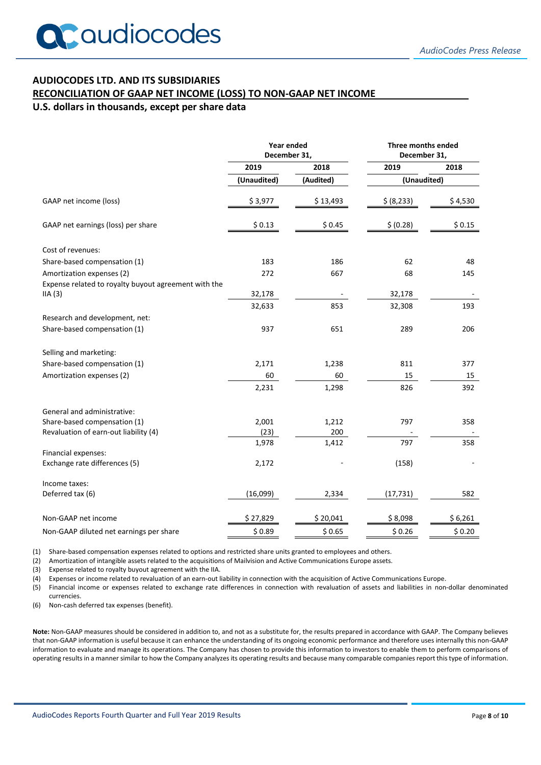## AUDIOCODES LTD. AND ITS SUBSIDIARIES

## RECONCILIATION OF GAAP NET INCOME (LOSS) TO NON-GAAP NET INCOME

### U.S. dollars in thousands, except per share data

| | Year ended December 31, | | Three months ended December 31, | |
|---|---|---|---|---|
| | 2019 | 2018 | 2019 | 2018 |
| | (Unaudited) | (Audited) | (Unaudited) | |
| GAAP net income (loss) | $ 3,977 | $ 13,493 | $ (8,233) | $ 4,530 |
| GAAP net earnings (loss) per share | $ 0.13 | $ 0.45 | $ (0.28) | $ 0.15 |
| Cost of revenues: | | | | |
| Share-based compensation (1) | 183 | 186 | 62 | 48 |
| Amortization expenses (2) | 272 | 667 | 68 | 145 |
| Expense related to royalty buyout agreement with the IIA (3) | 32,178 | - | 32,178 | - |
| | 32,633 | 853 | 32,308 | 193 |
| Research and development, net: | | | | |
| Share-based compensation (1) | 937 | 651 | 289 | 206 |
| Selling and marketing: | | | | |
| Share-based compensation (1) | 2,171 | 1,238 | 811 | 377 |
| Amortization expenses (2) | 60 | 60 | 15 | 15 |
| | 2,231 | 1,298 | 826 | 392 |
| General and administrative: | | | | |
| Share-based compensation (1) | 2,001 | 1,212 | 797 | 358 |
| Revaluation of earn-out liability (4) | (23) | 200 | - | - |
| | 1,978 | 1,412 | 797 | 358 |
| Financial expenses: | | | | |
| Exchange rate differences (5) | 2,172 | - | (158) | - |
| Income taxes: | | | | |
| Deferred tax (6) | (16,099) | 2,334 | (17,731) | 582 |
| Non-GAAP net income | $ 27,829 | $ 20,041 | $ 8,098 | $ 6,261 |
| Non-GAAP diluted net earnings per share | $ 0.89 | $ 0.65 | $ 0.26 | $ 0.20 |

(1) Share-based compensation expenses related to options and restricted share units granted to employees and others.

(2) Amortization of intangible assets related to the acquisitions of Mailvision and Active Communications Europe assets.

(3) Expense related to royalty buyout agreement with the IIA.

(4) Expenses or income related to revaluation of an earn-out liability in connection with the acquisition of Active Communications Europe.

(5) Financial income or expenses related to exchange rate differences in connection with revaluation of assets and liabilities in non-dollar denominated currencies.

(6) Non-cash deferred tax expenses (benefit).

**Note:** Non-GAAP measures should be considered in addition to, and not as a substitute for, the results prepared in accordance with GAAP. The Company believes that non-GAAP information is useful because it can enhance the understanding of its ongoing economic performance and therefore uses internally this non-GAAP information to evaluate and manage its operations. The Company has chosen to provide this information to investors to enable them to perform comparisons of operating results in a manner similar to how the Company analyzes its operating results and because many comparable companies report this type of information.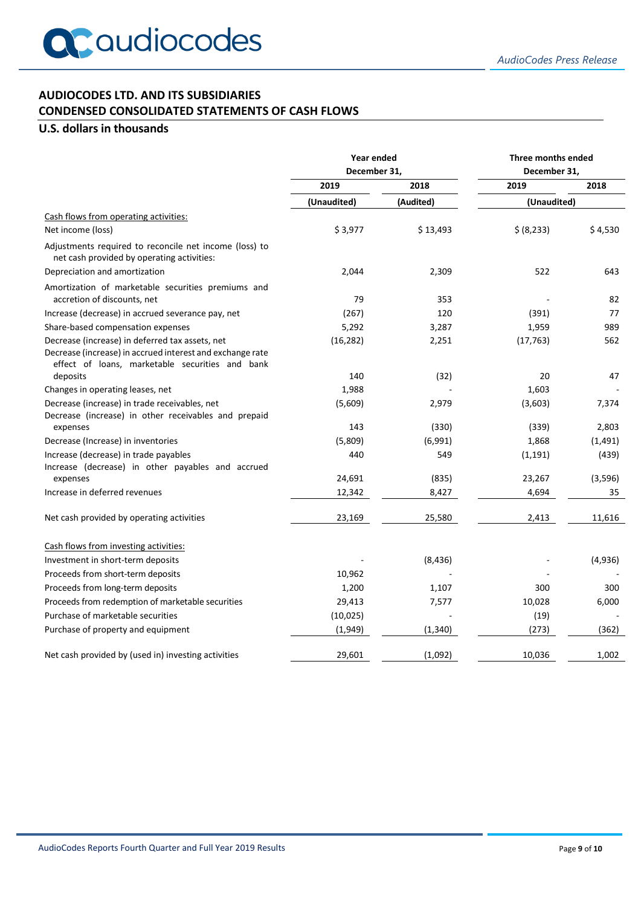**AUDIOCODES LTD. AND ITS SUBSIDIARIES**
**CONDENSED CONSOLIDATED STATEMENTS OF CASH FLOWS**

**U.S. dollars in thousands**

| | Year ended December 31, | | Three months ended December 31, | |
|---|---|---|---|---|
| | 2019 | 2018 | 2019 | 2018 |
| | (Unaudited) | (Audited) | (Unaudited) | |
| Cash flows from operating activities: | | | | |
| Net income (loss) | $ 3,977 | $ 13,493 | $ (8,233) | $ 4,530 |
| Adjustments required to reconcile net income (loss) to net cash provided by operating activities: | | | | |
| Depreciation and amortization | 2,044 | 2,309 | 522 | 643 |
| Amortization of marketable securities premiums and accretion of discounts, net | 79 | 353 | - | 82 |
| Increase (decrease) in accrued severance pay, net | (267) | 120 | (391) | 77 |
| Share-based compensation expenses | 5,292 | 3,287 | 1,959 | 989 |
| Decrease (increase) in deferred tax assets, net | (16,282) | 2,251 | (17,763) | 562 |
| Decrease (increase) in accrued interest and exchange rate effect of loans, marketable securities and bank deposits | 140 | (32) | 20 | 47 |
| Changes in operating leases, net | 1,988 | - | 1,603 | - |
| Decrease (increase) in trade receivables, net | (5,609) | 2,979 | (3,603) | 7,374 |
| Decrease (increase) in other receivables and prepaid expenses | 143 | (330) | (339) | 2,803 |
| Decrease (Increase) in inventories | (5,809) | (6,991) | 1,868 | (1,491) |
| Increase (decrease) in trade payables | 440 | 549 | (1,191) | (439) |
| Increase (decrease) in other payables and accrued expenses | 24,691 | (835) | 23,267 | (3,596) |
| Increase in deferred revenues | 12,342 | 8,427 | 4,694 | 35 |
| Net cash provided by operating activities | 23,169 | 25,580 | 2,413 | 11,616 |
| Cash flows from investing activities: | | | | |
| Investment in short-term deposits | - | (8,436) | - | (4,936) |
| Proceeds from short-term deposits | 10,962 | - | - | - |
| Proceeds from long-term deposits | 1,200 | 1,107 | 300 | 300 |
| Proceeds from redemption of marketable securities | 29,413 | 7,577 | 10,028 | 6,000 |
| Purchase of marketable securities | (10,025) | - | (19) | - |
| Purchase of property and equipment | (1,949) | (1,340) | (273) | (362) |
| Net cash provided by (used in) investing activities | 29,601 | (1,092) | 10,036 | 1,002 |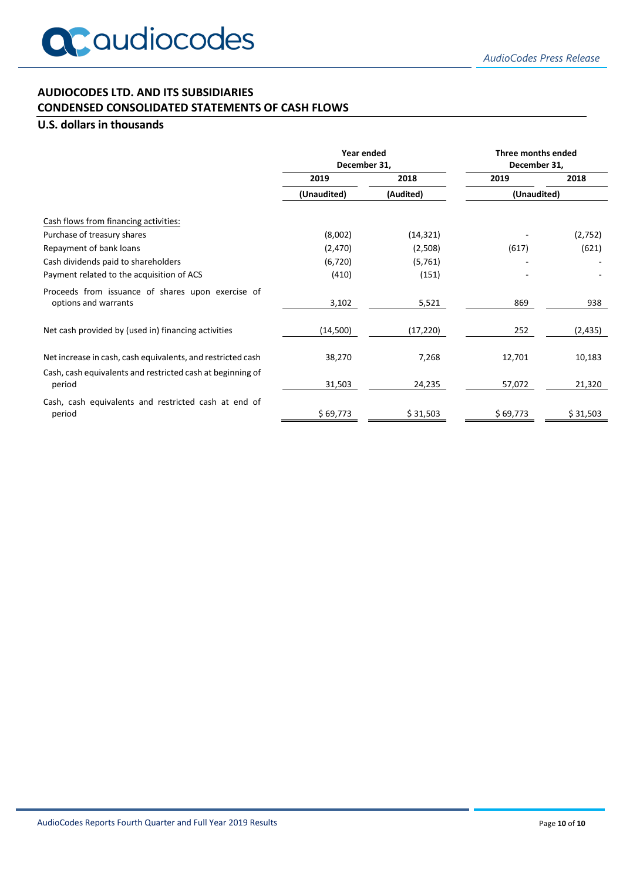## AUDIOCODES LTD. AND ITS SUBSIDIARIES
## CONDENSED CONSOLIDATED STATEMENTS OF CASH FLOWS

### U.S. dollars in thousands

| | Year ended December 31, | | Three months ended December 31, | |
|---|---|---|---|---|
| | 2019 | 2018 | 2019 | 2018 |
| | (Unaudited) | (Audited) | (Unaudited) | |
| Cash flows from financing activities: | | | | |
| Purchase of treasury shares | (8,002) | (14,321) | - | (2,752) |
| Repayment of bank loans | (2,470) | (2,508) | (617) | (621) |
| Cash dividends paid to shareholders | (6,720) | (5,761) | - | - |
| Payment related to the acquisition of ACS | (410) | (151) | - | - |
| Proceeds from issuance of shares upon exercise of options and warrants | 3,102 | 5,521 | 869 | 938 |
| Net cash provided by (used in) financing activities | (14,500) | (17,220) | 252 | (2,435) |
| Net increase in cash, cash equivalents, and restricted cash | 38,270 | 7,268 | 12,701 | 10,183 |
| Cash, cash equivalents and restricted cash at beginning of period | 31,503 | 24,235 | 57,072 | 21,320 |
| Cash, cash equivalents and restricted cash at end of period | $ 69,773 | $ 31,503 | $ 69,773 | $ 31,503 |